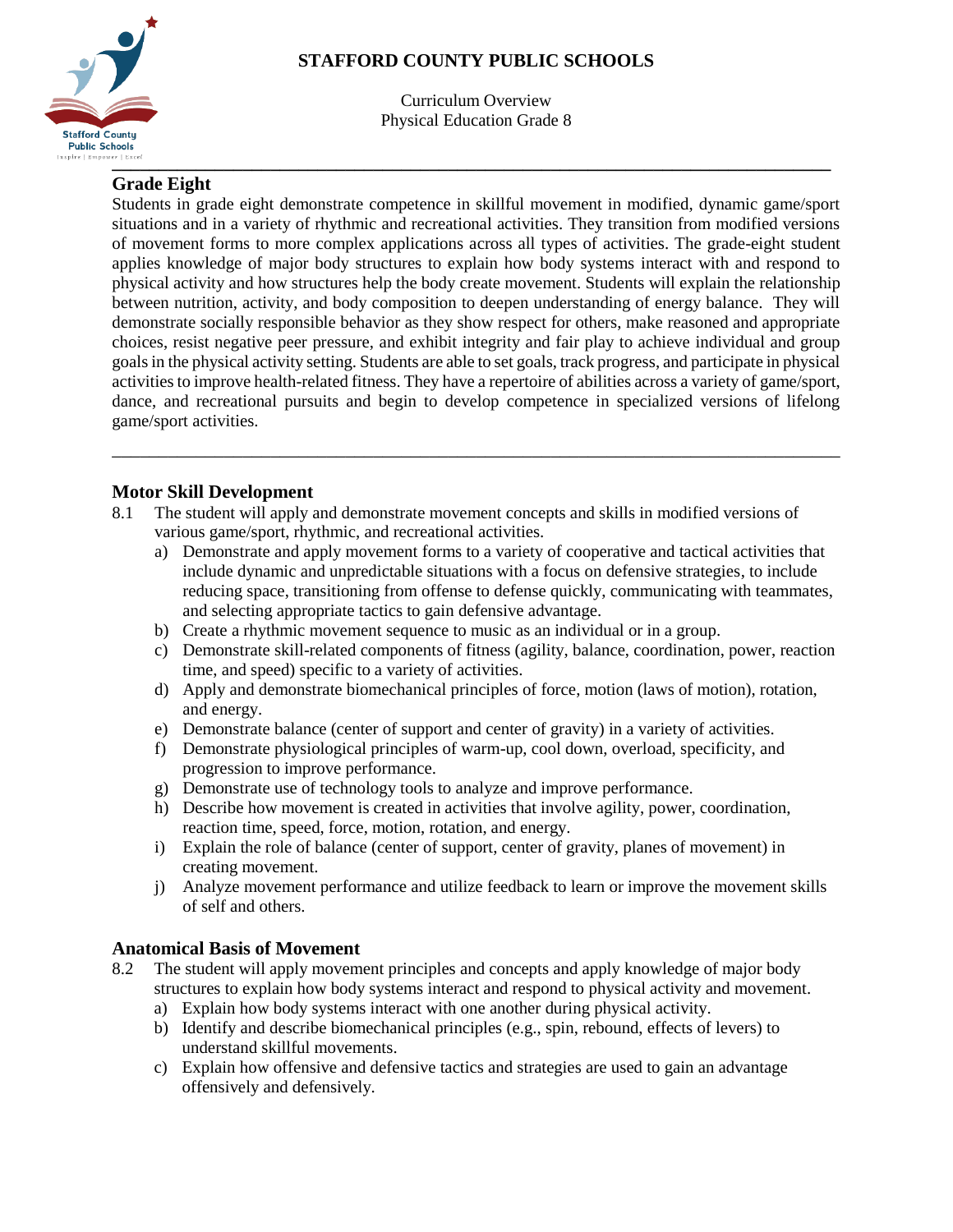# STAFFORD COUNTY PUBLIC SCHOOLS

Curriculum Overview
Physical Education Grade 8

## Grade Eight

Students in grade eight demonstrate competence in skillful movement in modified, dynamic game/sport situations and in a variety of rhythmic and recreational activities. They transition from modified versions of movement forms to more complex applications across all types of activities. The grade-eight student applies knowledge of major body structures to explain how body systems interact with and respond to physical activity and how structures help the body create movement. Students will explain the relationship between nutrition, activity, and body composition to deepen understanding of energy balance. They will demonstrate socially responsible behavior as they show respect for others, make reasoned and appropriate choices, resist negative peer pressure, and exhibit integrity and fair play to achieve individual and group goals in the physical activity setting. Students are able to set goals, track progress, and participate in physical activities to improve health-related fitness. They have a repertoire of abilities across a variety of game/sport, dance, and recreational pursuits and begin to develop competence in specialized versions of lifelong game/sport activities.

---

### Motor Skill Development

8.1 The student will apply and demonstrate movement concepts and skills in modified versions of various game/sport, rhythmic, and recreational activities.

a) Demonstrate and apply movement forms to a variety of cooperative and tactical activities that include dynamic and unpredictable situations with a focus on defensive strategies, to include reducing space, transitioning from offense to defense quickly, communicating with teammates, and selecting appropriate tactics to gain defensive advantage.
b) Create a rhythmic movement sequence to music as an individual or in a group.
c) Demonstrate skill-related components of fitness (agility, balance, coordination, power, reaction time, and speed) specific to a variety of activities.
d) Apply and demonstrate biomechanical principles of force, motion (laws of motion), rotation, and energy.
e) Demonstrate balance (center of support and center of gravity) in a variety of activities.
f) Demonstrate physiological principles of warm-up, cool down, overload, specificity, and progression to improve performance.
g) Demonstrate use of technology tools to analyze and improve performance.
h) Describe how movement is created in activities that involve agility, power, coordination, reaction time, speed, force, motion, rotation, and energy.
i) Explain the role of balance (center of support, center of gravity, planes of movement) in creating movement.
j) Analyze movement performance and utilize feedback to learn or improve the movement skills of self and others.

### Anatomical Basis of Movement

8.2 The student will apply movement principles and concepts and apply knowledge of major body structures to explain how body systems interact and respond to physical activity and movement.

a) Explain how body systems interact with one another during physical activity.
b) Identify and describe biomechanical principles (e.g., spin, rebound, effects of levers) to understand skillful movements.
c) Explain how offensive and defensive tactics and strategies are used to gain an advantage offensively and defensively.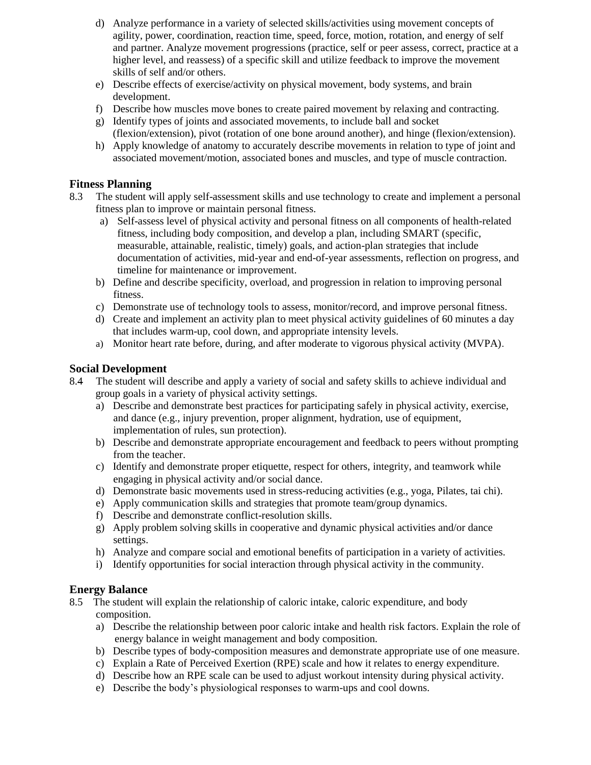d) Analyze performance in a variety of selected skills/activities using movement concepts of agility, power, coordination, reaction time, speed, force, motion, rotation, and energy of self and partner. Analyze movement progressions (practice, self or peer assess, correct, practice at a higher level, and reassess) of a specific skill and utilize feedback to improve the movement skills of self and/or others.

e) Describe effects of exercise/activity on physical movement, body systems, and brain development.

f) Describe how muscles move bones to create paired movement by relaxing and contracting.

g) Identify types of joints and associated movements, to include ball and socket (flexion/extension), pivot (rotation of one bone around another), and hinge (flexion/extension).

h) Apply knowledge of anatomy to accurately describe movements in relation to type of joint and associated movement/motion, associated bones and muscles, and type of muscle contraction.

### Fitness Planning

8.3 The student will apply self-assessment skills and use technology to create and implement a personal fitness plan to improve or maintain personal fitness.

a) Self-assess level of physical activity and personal fitness on all components of health-related fitness, including body composition, and develop a plan, including SMART (specific, measurable, attainable, realistic, timely) goals, and action-plan strategies that include documentation of activities, mid-year and end-of-year assessments, reflection on progress, and timeline for maintenance or improvement.

b) Define and describe specificity, overload, and progression in relation to improving personal fitness.

c) Demonstrate use of technology tools to assess, monitor/record, and improve personal fitness.

d) Create and implement an activity plan to meet physical activity guidelines of 60 minutes a day that includes warm-up, cool down, and appropriate intensity levels.

a) Monitor heart rate before, during, and after moderate to vigorous physical activity (MVPA).

### Social Development

8.4 The student will describe and apply a variety of social and safety skills to achieve individual and group goals in a variety of physical activity settings.

a) Describe and demonstrate best practices for participating safely in physical activity, exercise, and dance (e.g., injury prevention, proper alignment, hydration, use of equipment, implementation of rules, sun protection).

b) Describe and demonstrate appropriate encouragement and feedback to peers without prompting from the teacher.

c) Identify and demonstrate proper etiquette, respect for others, integrity, and teamwork while engaging in physical activity and/or social dance.

d) Demonstrate basic movements used in stress-reducing activities (e.g., yoga, Pilates, tai chi).

e) Apply communication skills and strategies that promote team/group dynamics.

f) Describe and demonstrate conflict-resolution skills.

g) Apply problem solving skills in cooperative and dynamic physical activities and/or dance settings.

h) Analyze and compare social and emotional benefits of participation in a variety of activities.

i) Identify opportunities for social interaction through physical activity in the community.

### Energy Balance

8.5 The student will explain the relationship of caloric intake, caloric expenditure, and body composition.

a) Describe the relationship between poor caloric intake and health risk factors. Explain the role of energy balance in weight management and body composition.

b) Describe types of body-composition measures and demonstrate appropriate use of one measure.

c) Explain a Rate of Perceived Exertion (RPE) scale and how it relates to energy expenditure.

d) Describe how an RPE scale can be used to adjust workout intensity during physical activity.

e) Describe the body's physiological responses to warm-ups and cool downs.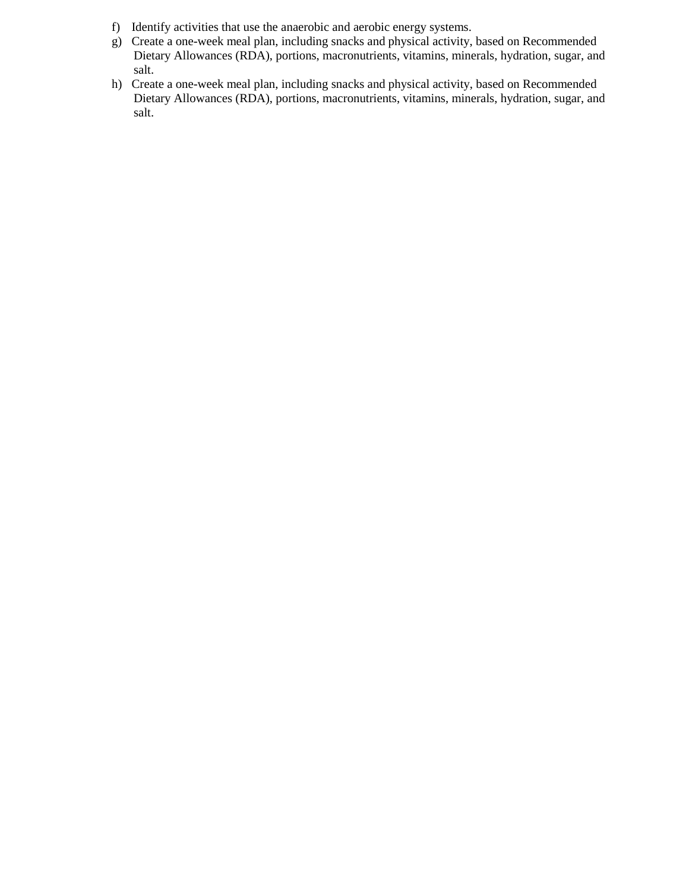f) Identify activities that use the anaerobic and aerobic energy systems.

g) Create a one-week meal plan, including snacks and physical activity, based on Recommended Dietary Allowances (RDA), portions, macronutrients, vitamins, minerals, hydration, sugar, and salt.

h) Create a one-week meal plan, including snacks and physical activity, based on Recommended Dietary Allowances (RDA), portions, macronutrients, vitamins, minerals, hydration, sugar, and salt.